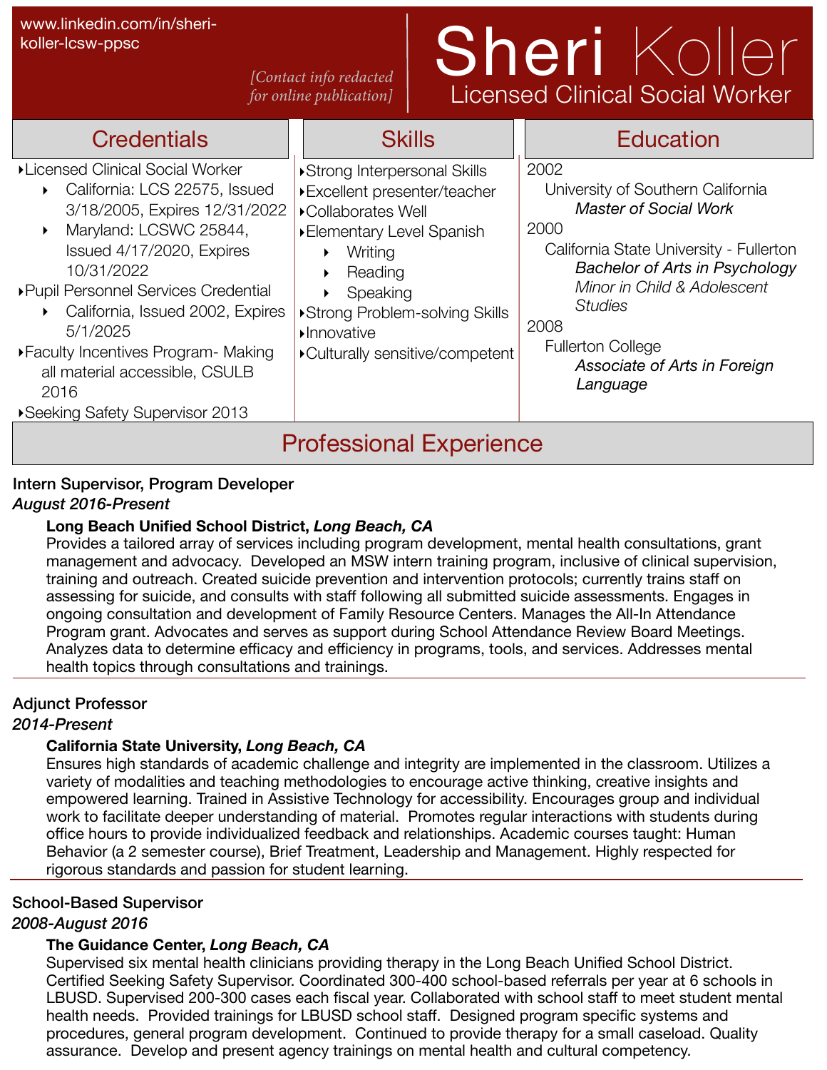www.linkedin.com/in/sheri-koller-lcsw-ppsc

*[Contact info redacted for online publication]*

# Sheri Koller

## Licensed Clinical Social Worker

## Credentials

- Licensed Clinical Social Worker
  - California: LCS 22575, Issued 3/18/2005, Expires 12/31/2022
  - Maryland: LCSWC 25844, Issued 4/17/2020, Expires 10/31/2022
- Pupil Personnel Services Credential
  - California, Issued 2002, Expires 5/1/2025
- Faculty Incentives Program- Making all material accessible, CSULB 2016
- Seeking Safety Supervisor 2013

## Skills

- Strong Interpersonal Skills
- Excellent presenter/teacher
- Collaborates Well
- Elementary Level Spanish
  - Writing
  - Reading
  - Speaking
- Strong Problem-solving Skills
- Innovative
- Culturally sensitive/competent

## Education

2002

University of Southern California

*Master of Social Work*

2000

California State University - Fullerton

*Bachelor of Arts in Psychology*

*Minor in Child & Adolescent Studies*

2008

Fullerton College

*Associate of Arts in Foreign Language*

## Professional Experience

**Intern Supervisor, Program Developer**

*August 2016-Present*

**Long Beach Unified School District, *Long Beach, CA***

Provides a tailored array of services including program development, mental health consultations, grant management and advocacy. Developed an MSW intern training program, inclusive of clinical supervision, training and outreach. Created suicide prevention and intervention protocols; currently trains staff on assessing for suicide, and consults with staff following all submitted suicide assessments. Engages in ongoing consultation and development of Family Resource Centers. Manages the All-In Attendance Program grant. Advocates and serves as support during School Attendance Review Board Meetings. Analyzes data to determine efficacy and efficiency in programs, tools, and services. Addresses mental health topics through consultations and trainings.

**Adjunct Professor**

*2014-Present*

**California State University, *Long Beach, CA***

Ensures high standards of academic challenge and integrity are implemented in the classroom. Utilizes a variety of modalities and teaching methodologies to encourage active thinking, creative insights and empowered learning. Trained in Assistive Technology for accessibility. Encourages group and individual work to facilitate deeper understanding of material. Promotes regular interactions with students during office hours to provide individualized feedback and relationships. Academic courses taught: Human Behavior (a 2 semester course), Brief Treatment, Leadership and Management. Highly respected for rigorous standards and passion for student learning.

**School-Based Supervisor**

*2008-August 2016*

**The Guidance Center, *Long Beach, CA***

Supervised six mental health clinicians providing therapy in the Long Beach Unified School District. Certified Seeking Safety Supervisor. Coordinated 300-400 school-based referrals per year at 6 schools in LBUSD. Supervised 200-300 cases each fiscal year. Collaborated with school staff to meet student mental health needs. Provided trainings for LBUSD school staff. Designed program specific systems and procedures, general program development. Continued to provide therapy for a small caseload. Quality assurance. Develop and present agency trainings on mental health and cultural competency.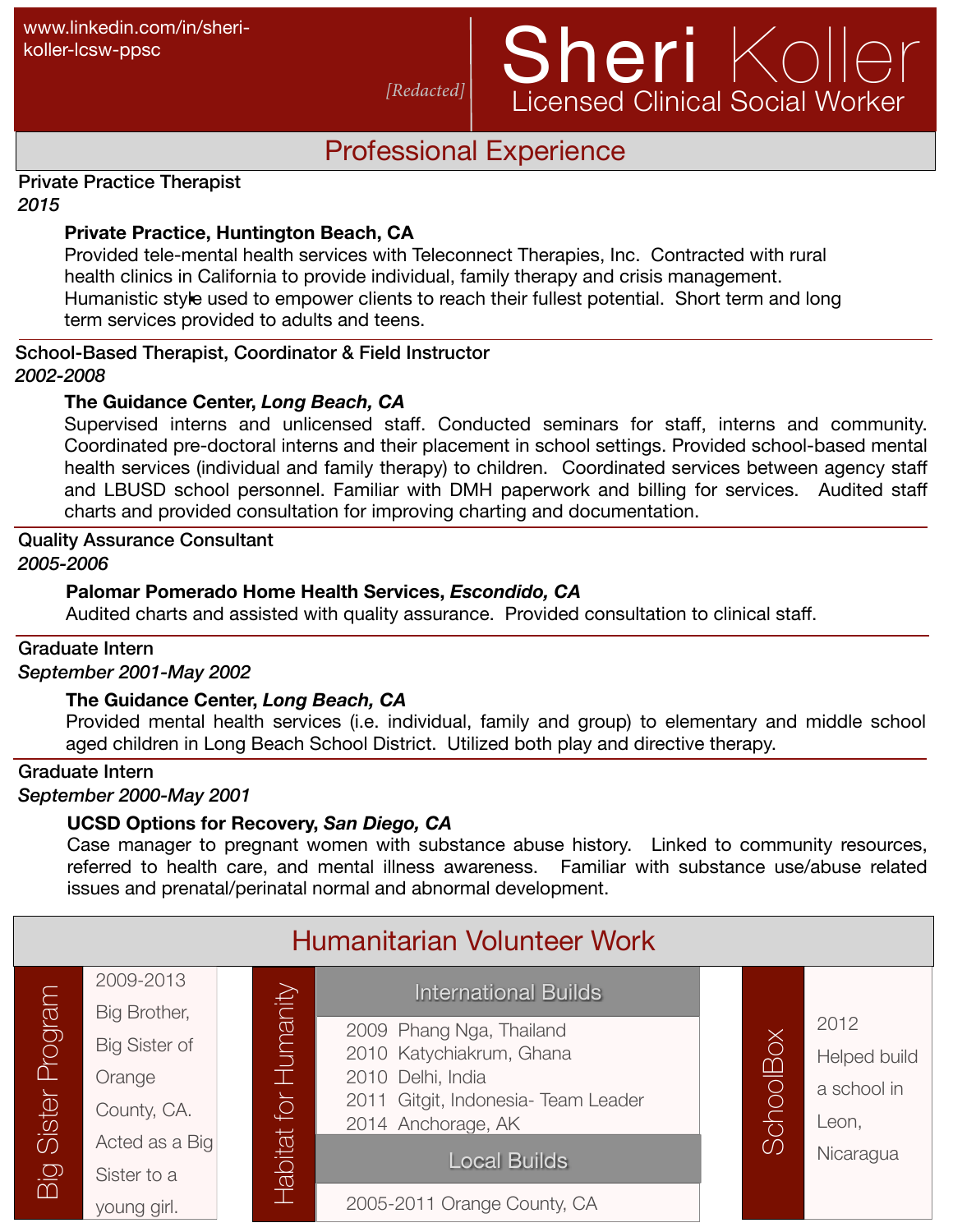www.linkedin.com/in/sheri-koller-lcsw-ppsc

[Redacted]

# Sheri Koller

Licensed Clinical Social Worker

## Professional Experience

Private Practice Therapist
*2015*

**Private Practice, Huntington Beach, CA**
Provided tele-mental health services with Teleconnect Therapies, Inc. Contracted with rural health clinics in California to provide individual, family therapy and crisis management. Humanistic style used to empower clients to reach their fullest potential. Short term and long term services provided to adults and teens.

School-Based Therapist, Coordinator & Field Instructor
*2002-2008*

**The Guidance Center, *Long Beach, CA***
Supervised interns and unlicensed staff. Conducted seminars for staff, interns and community. Coordinated pre-doctoral interns and their placement in school settings. Provided school-based mental health services (individual and family therapy) to children. Coordinated services between agency staff and LBUSD school personnel. Familiar with DMH paperwork and billing for services. Audited staff charts and provided consultation for improving charting and documentation.

Quality Assurance Consultant
*2005-2006*

**Palomar Pomerado Home Health Services, *Escondido, CA***
Audited charts and assisted with quality assurance. Provided consultation to clinical staff.

Graduate Intern
*September 2001-May 2002*

**The Guidance Center, *Long Beach, CA***
Provided mental health services (i.e. individual, family and group) to elementary and middle school aged children in Long Beach School District. Utilized both play and directive therapy.

Graduate Intern
*September 2000-May 2001*

**UCSD Options for Recovery, *San Diego, CA***
Case manager to pregnant women with substance abuse history. Linked to community resources, referred to health care, and mental illness awareness. Familiar with substance use/abuse related issues and prenatal/perinatal normal and abnormal development.

## Humanitarian Volunteer Work

### Big Sister Program

2009-2013 Big Brother, Big Sister of Orange County, CA. Acted as a Big Sister to a young girl.

### Habitat for Humanity

**International Builds**

- 2009 Phang Nga, Thailand
- 2010 Katychiakrum, Ghana
- 2010 Delhi, India
- 2011 Gitgit, Indonesia- Team Leader
- 2014 Anchorage, AK

**Local Builds**

- 2005-2011 Orange County, CA

### SchoolBox

2012 Helped build a school in Leon, Nicaragua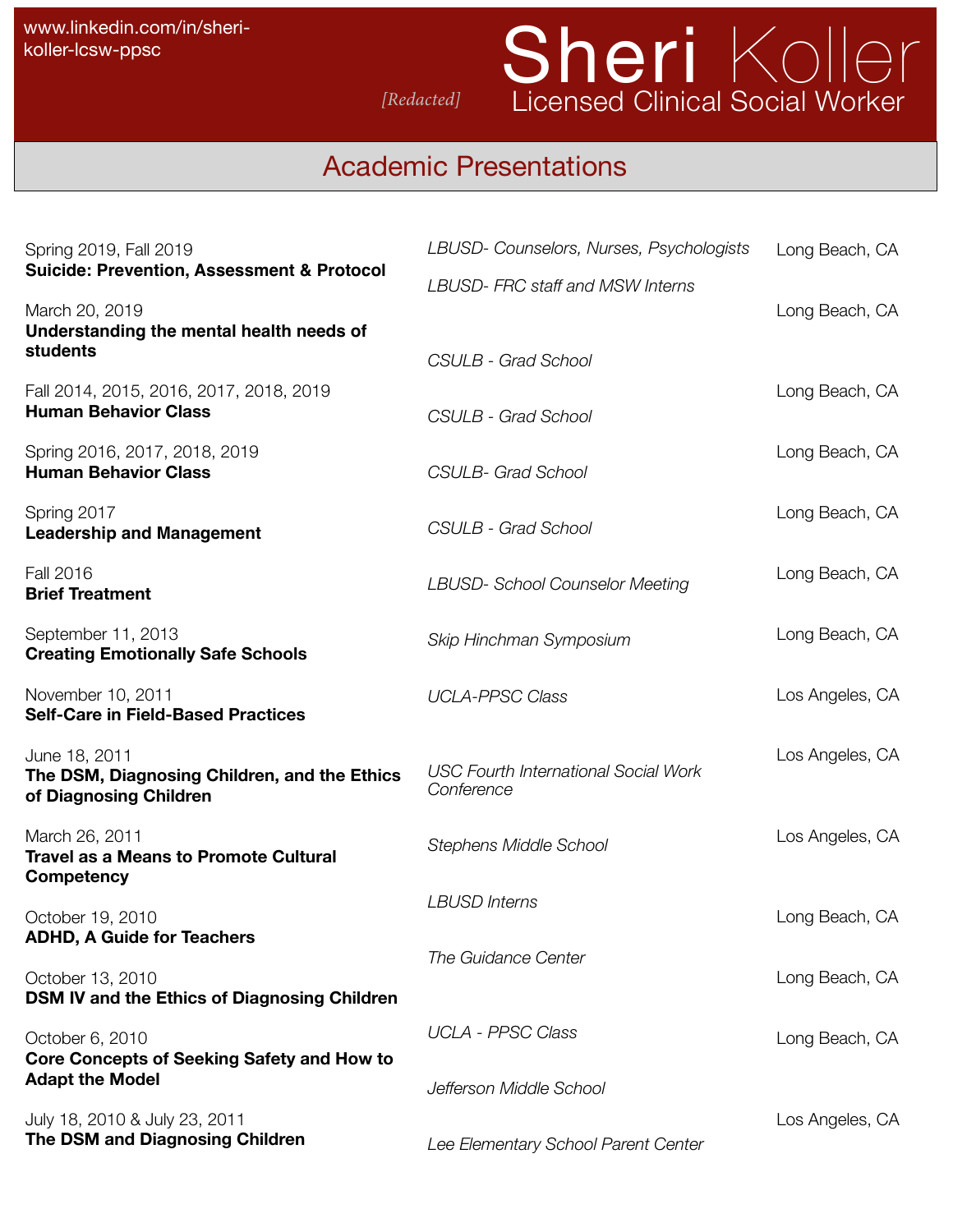www.linkedin.com/in/sheri-koller-lcsw-ppsc

[Redacted]

# Sheri Koller

Licensed Clinical Social Worker

## Academic Presentations

| Date / Presentation | Venue | Location |
|---|---|---|
| Spring 2019, Fall 2019<br>**Suicide: Prevention, Assessment & Protocol** | *LBUSD- Counselors, Nurses, Psychologists*<br>*LBUSD- FRC staff and MSW Interns* | Long Beach, CA |
| March 20, 2019<br>**Understanding the mental health needs of students** | *CSULB - Grad School* | Long Beach, CA |
| Fall 2014, 2015, 2016, 2017, 2018, 2019<br>**Human Behavior Class** | *CSULB - Grad School* | Long Beach, CA |
| Spring 2016, 2017, 2018, 2019<br>**Human Behavior Class** | *CSULB- Grad School* | Long Beach, CA |
| Spring 2017<br>**Leadership and Management** | *CSULB - Grad School* | Long Beach, CA |
| Fall 2016<br>**Brief Treatment** | *LBUSD- School Counselor Meeting* | Long Beach, CA |
| September 11, 2013<br>**Creating Emotionally Safe Schools** | *Skip Hinchman Symposium* | Long Beach, CA |
| November 10, 2011<br>**Self-Care in Field-Based Practices** | *UCLA-PPSC Class* | Los Angeles, CA |
| June 18, 2011<br>**The DSM, Diagnosing Children, and the Ethics of Diagnosing Children** | *USC Fourth International Social Work Conference* | Los Angeles, CA |
| March 26, 2011<br>**Travel as a Means to Promote Cultural Competency** | *Stephens Middle School* | Los Angeles, CA |
| October 19, 2010<br>**ADHD, A Guide for Teachers** | *LBUSD Interns* | Long Beach, CA |
| October 13, 2010<br>**DSM IV and the Ethics of Diagnosing Children** | *The Guidance Center* | Long Beach, CA |
| October 6, 2010<br>**Core Concepts of Seeking Safety and How to Adapt the Model** | *UCLA - PPSC Class* | Long Beach, CA |
| July 18, 2010 & July 23, 2011<br>**The DSM and Diagnosing Children** | *Jefferson Middle School*<br>*Lee Elementary School Parent Center* | Los Angeles, CA |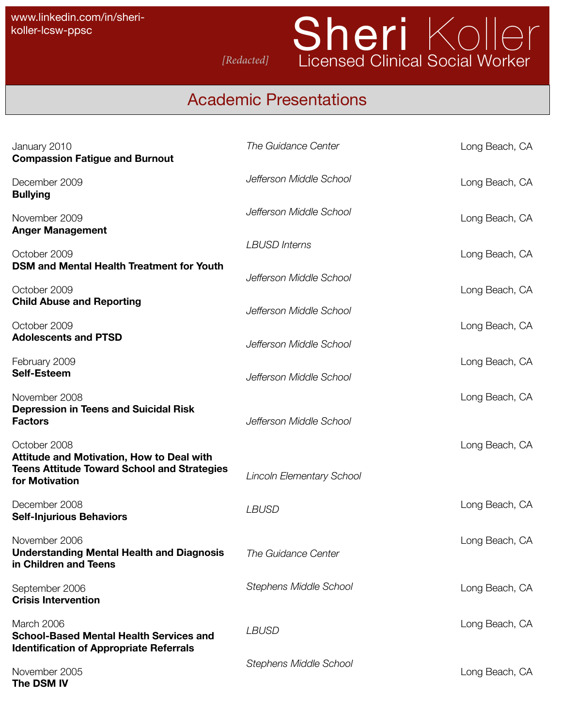## Academic Presentations

| | | |
|---|---|---|
| January 2010<br>**Compassion Fatigue and Burnout** | *The Guidance Center* | Long Beach, CA |
| December 2009<br>**Bullying** | *Jefferson Middle School* | Long Beach, CA |
| November 2009<br>**Anger Management** | *Jefferson Middle School* | Long Beach, CA |
| October 2009<br>**DSM and Mental Health Treatment for Youth** | *LBUSD Interns* | Long Beach, CA |
| October 2009<br>**Child Abuse and Reporting** | *Jefferson Middle School* | Long Beach, CA |
| October 2009<br>**Adolescents and PTSD** | *Jefferson Middle School* | Long Beach, CA |
| February 2009<br>**Self-Esteem** | *Jefferson Middle School* | Long Beach, CA |
| November 2008<br>**Depression in Teens and Suicidal Risk Factors** | *Jefferson Middle School* | Long Beach, CA |
| | *Jefferson Middle School* | |
| October 2008<br>**Attitude and Motivation, How to Deal with Teens Attitude Toward School and Strategies for Motivation** | *Lincoln Elementary School* | Long Beach, CA |
| December 2008<br>**Self-Injurious Behaviors** | *LBUSD* | Long Beach, CA |
| November 2006<br>**Understanding Mental Health and Diagnosis in Children and Teens** | *The Guidance Center* | Long Beach, CA |
| September 2006<br>**Crisis Intervention** | *Stephens Middle School* | Long Beach, CA |
| March 2006<br>**School-Based Mental Health Services and Identification of Appropriate Referrals** | *LBUSD* | Long Beach, CA |
| November 2005<br>**The DSM IV** | *Stephens Middle School* | Long Beach, CA |